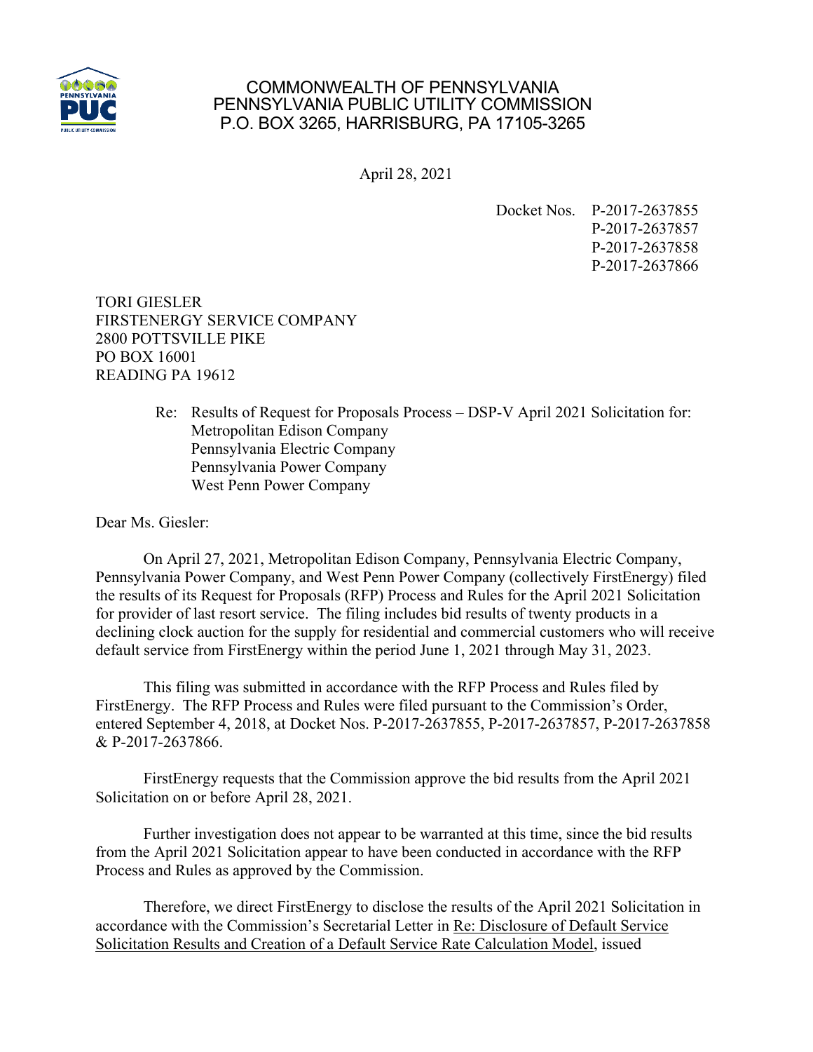COMMONWEALTH OF PENNSYLVANIA
PENNSYLVANIA PUBLIC UTILITY COMMISSION
P.O. BOX 3265, HARRISBURG, PA 17105-3265

April 28, 2021

Docket Nos. P-2017-2637855
P-2017-2637857
P-2017-2637858
P-2017-2637866

TORI GIESLER
FIRSTENERGY SERVICE COMPANY
2800 POTTSVILLE PIKE
PO BOX 16001
READING PA 19612

Re: Results of Request for Proposals Process – DSP-V April 2021 Solicitation for:
Metropolitan Edison Company
Pennsylvania Electric Company
Pennsylvania Power Company
West Penn Power Company

Dear Ms. Giesler:

On April 27, 2021, Metropolitan Edison Company, Pennsylvania Electric Company, Pennsylvania Power Company, and West Penn Power Company (collectively FirstEnergy) filed the results of its Request for Proposals (RFP) Process and Rules for the April 2021 Solicitation for provider of last resort service. The filing includes bid results of twenty products in a declining clock auction for the supply for residential and commercial customers who will receive default service from FirstEnergy within the period June 1, 2021 through May 31, 2023.

This filing was submitted in accordance with the RFP Process and Rules filed by FirstEnergy. The RFP Process and Rules were filed pursuant to the Commission's Order, entered September 4, 2018, at Docket Nos. P-2017-2637855, P-2017-2637857, P-2017-2637858 & P-2017-2637866.

FirstEnergy requests that the Commission approve the bid results from the April 2021 Solicitation on or before April 28, 2021.

Further investigation does not appear to be warranted at this time, since the bid results from the April 2021 Solicitation appear to have been conducted in accordance with the RFP Process and Rules as approved by the Commission.

Therefore, we direct FirstEnergy to disclose the results of the April 2021 Solicitation in accordance with the Commission's Secretarial Letter in Re: Disclosure of Default Service Solicitation Results and Creation of a Default Service Rate Calculation Model, issued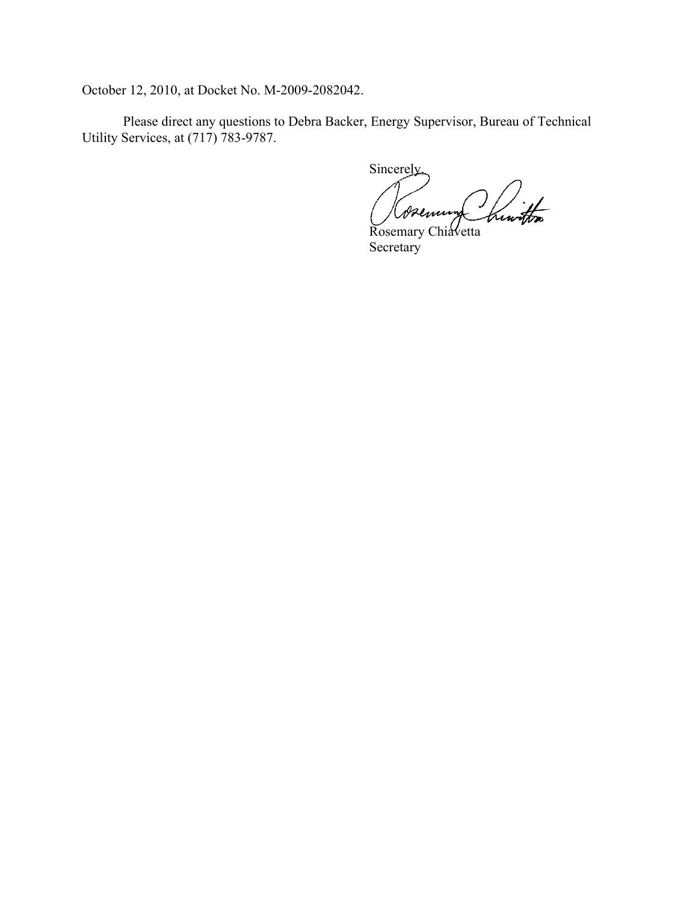October 12, 2010, at Docket No. M-2009-2082042.

Please direct any questions to Debra Backer, Energy Supervisor, Bureau of Technical Utility Services, at (717) 783-9787.

Sincerely,

Rosemary Chiavetta
Secretary